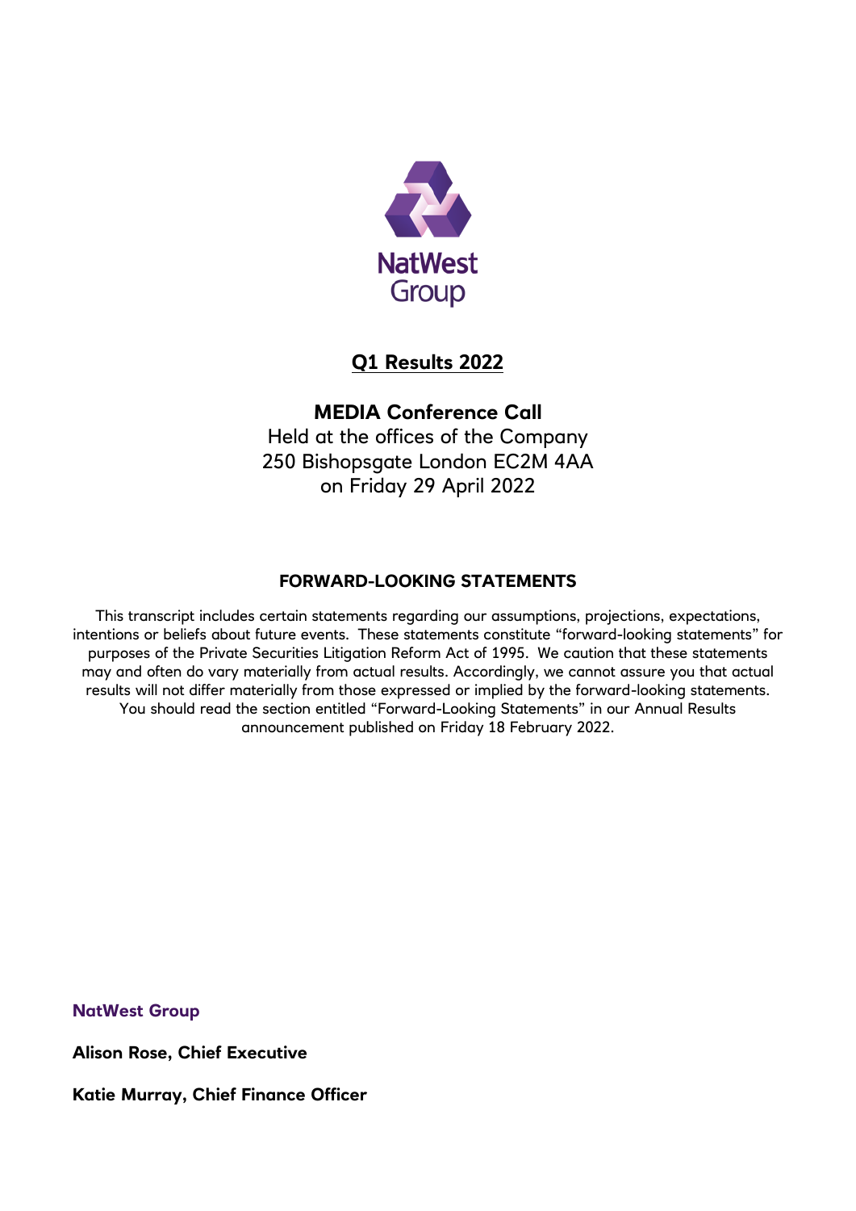NatWest Group

# Q1 Results 2022

## MEDIA Conference Call

Held at the offices of the Company
250 Bishopsgate London EC2M 4AA
on Friday 29 April 2022

### FORWARD-LOOKING STATEMENTS

This transcript includes certain statements regarding our assumptions, projections, expectations, intentions or beliefs about future events. These statements constitute "forward-looking statements" for purposes of the Private Securities Litigation Reform Act of 1995. We caution that these statements may and often do vary materially from actual results. Accordingly, we cannot assure you that actual results will not differ materially from those expressed or implied by the forward-looking statements. You should read the section entitled "Forward-Looking Statements" in our Annual Results announcement published on Friday 18 February 2022.

**NatWest Group**

**Alison Rose, Chief Executive**

**Katie Murray, Chief Finance Officer**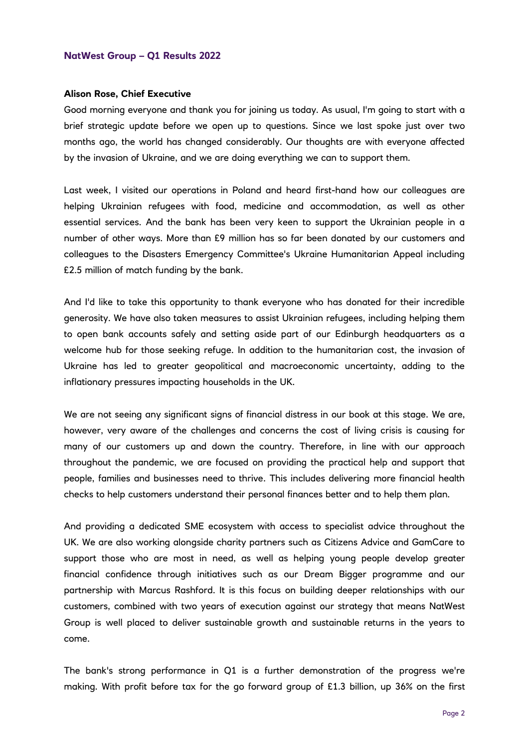**Alison Rose, Chief Executive**

Good morning everyone and thank you for joining us today. As usual, I'm going to start with a brief strategic update before we open up to questions. Since we last spoke just over two months ago, the world has changed considerably. Our thoughts are with everyone affected by the invasion of Ukraine, and we are doing everything we can to support them.

Last week, I visited our operations in Poland and heard first-hand how our colleagues are helping Ukrainian refugees with food, medicine and accommodation, as well as other essential services. And the bank has been very keen to support the Ukrainian people in a number of other ways. More than £9 million has so far been donated by our customers and colleagues to the Disasters Emergency Committee's Ukraine Humanitarian Appeal including £2.5 million of match funding by the bank.

And I'd like to take this opportunity to thank everyone who has donated for their incredible generosity. We have also taken measures to assist Ukrainian refugees, including helping them to open bank accounts safely and setting aside part of our Edinburgh headquarters as a welcome hub for those seeking refuge. In addition to the humanitarian cost, the invasion of Ukraine has led to greater geopolitical and macroeconomic uncertainty, adding to the inflationary pressures impacting households in the UK.

We are not seeing any significant signs of financial distress in our book at this stage. We are, however, very aware of the challenges and concerns the cost of living crisis is causing for many of our customers up and down the country. Therefore, in line with our approach throughout the pandemic, we are focused on providing the practical help and support that people, families and businesses need to thrive. This includes delivering more financial health checks to help customers understand their personal finances better and to help them plan.

And providing a dedicated SME ecosystem with access to specialist advice throughout the UK. We are also working alongside charity partners such as Citizens Advice and GamCare to support those who are most in need, as well as helping young people develop greater financial confidence through initiatives such as our Dream Bigger programme and our partnership with Marcus Rashford. It is this focus on building deeper relationships with our customers, combined with two years of execution against our strategy that means NatWest Group is well placed to deliver sustainable growth and sustainable returns in the years to come.

The bank's strong performance in Q1 is a further demonstration of the progress we're making. With profit before tax for the go forward group of £1.3 billion, up 36% on the first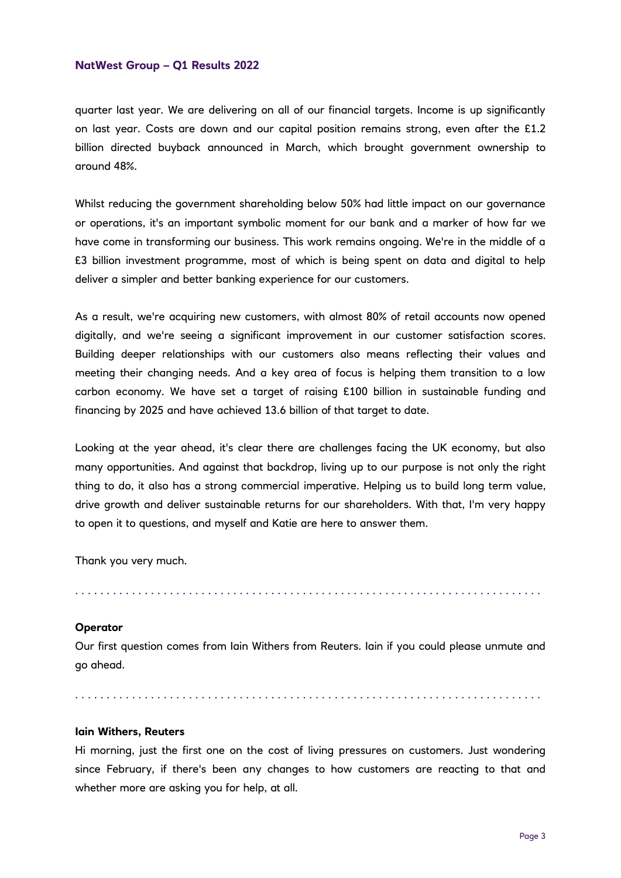quarter last year. We are delivering on all of our financial targets. Income is up significantly on last year. Costs are down and our capital position remains strong, even after the £1.2 billion directed buyback announced in March, which brought government ownership to around 48%.

Whilst reducing the government shareholding below 50% had little impact on our governance or operations, it's an important symbolic moment for our bank and a marker of how far we have come in transforming our business. This work remains ongoing. We're in the middle of a £3 billion investment programme, most of which is being spent on data and digital to help deliver a simpler and better banking experience for our customers.

As a result, we're acquiring new customers, with almost 80% of retail accounts now opened digitally, and we're seeing a significant improvement in our customer satisfaction scores. Building deeper relationships with our customers also means reflecting their values and meeting their changing needs. And a key area of focus is helping them transition to a low carbon economy. We have set a target of raising £100 billion in sustainable funding and financing by 2025 and have achieved 13.6 billion of that target to date.

Looking at the year ahead, it's clear there are challenges facing the UK economy, but also many opportunities. And against that backdrop, living up to our purpose is not only the right thing to do, it also has a strong commercial imperative. Helping us to build long term value, drive growth and deliver sustainable returns for our shareholders. With that, I'm very happy to open it to questions, and myself and Katie are here to answer them.

Thank you very much.

. . . . . . . . . . . . . . . . . . . . . . . . . . . . . . . . . . . . . . . . . . . . . . . . . . . . . . . . . . . . . . . . . . . . . . . .

**Operator**

Our first question comes from Iain Withers from Reuters. Iain if you could please unmute and go ahead.

. . . . . . . . . . . . . . . . . . . . . . . . . . . . . . . . . . . . . . . . . . . . . . . . . . . . . . . . . . . . . . . . . . . . . . . .

**Iain Withers, Reuters**

Hi morning, just the first one on the cost of living pressures on customers. Just wondering since February, if there's been any changes to how customers are reacting to that and whether more are asking you for help, at all.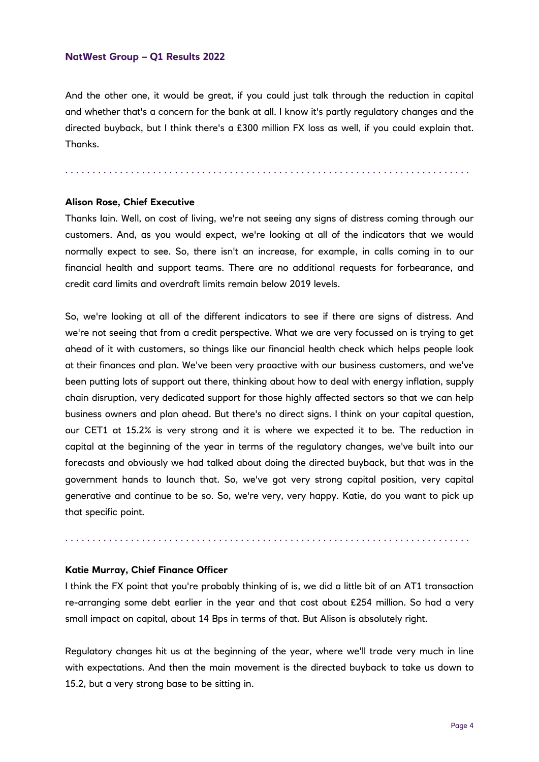And the other one, it would be great, if you could just talk through the reduction in capital and whether that's a concern for the bank at all. I know it's partly regulatory changes and the directed buyback, but I think there's a £300 million FX loss as well, if you could explain that. Thanks.

. . . . . . . . . . . . . . . . . . . . . . . . . . . . . . . . . . . . . . . . . . . . . . . . . . . . . . . . . . . . . . . . . . . . . . . . . . .

**Alison Rose, Chief Executive**

Thanks Iain. Well, on cost of living, we're not seeing any signs of distress coming through our customers. And, as you would expect, we're looking at all of the indicators that we would normally expect to see. So, there isn't an increase, for example, in calls coming in to our financial health and support teams. There are no additional requests for forbearance, and credit card limits and overdraft limits remain below 2019 levels.

So, we're looking at all of the different indicators to see if there are signs of distress. And we're not seeing that from a credit perspective. What we are very focussed on is trying to get ahead of it with customers, so things like our financial health check which helps people look at their finances and plan. We've been very proactive with our business customers, and we've been putting lots of support out there, thinking about how to deal with energy inflation, supply chain disruption, very dedicated support for those highly affected sectors so that we can help business owners and plan ahead. But there's no direct signs. I think on your capital question, our CET1 at 15.2% is very strong and it is where we expected it to be. The reduction in capital at the beginning of the year in terms of the regulatory changes, we've built into our forecasts and obviously we had talked about doing the directed buyback, but that was in the government hands to launch that. So, we've got very strong capital position, very capital generative and continue to be so. So, we're very, very happy. Katie, do you want to pick up that specific point.

. . . . . . . . . . . . . . . . . . . . . . . . . . . . . . . . . . . . . . . . . . . . . . . . . . . . . . . . . . . . . . . . . . . . . . . . . . .

**Katie Murray, Chief Finance Officer**

I think the FX point that you're probably thinking of is, we did a little bit of an AT1 transaction re-arranging some debt earlier in the year and that cost about £254 million. So had a very small impact on capital, about 14 Bps in terms of that. But Alison is absolutely right.

Regulatory changes hit us at the beginning of the year, where we'll trade very much in line with expectations. And then the main movement is the directed buyback to take us down to 15.2, but a very strong base to be sitting in.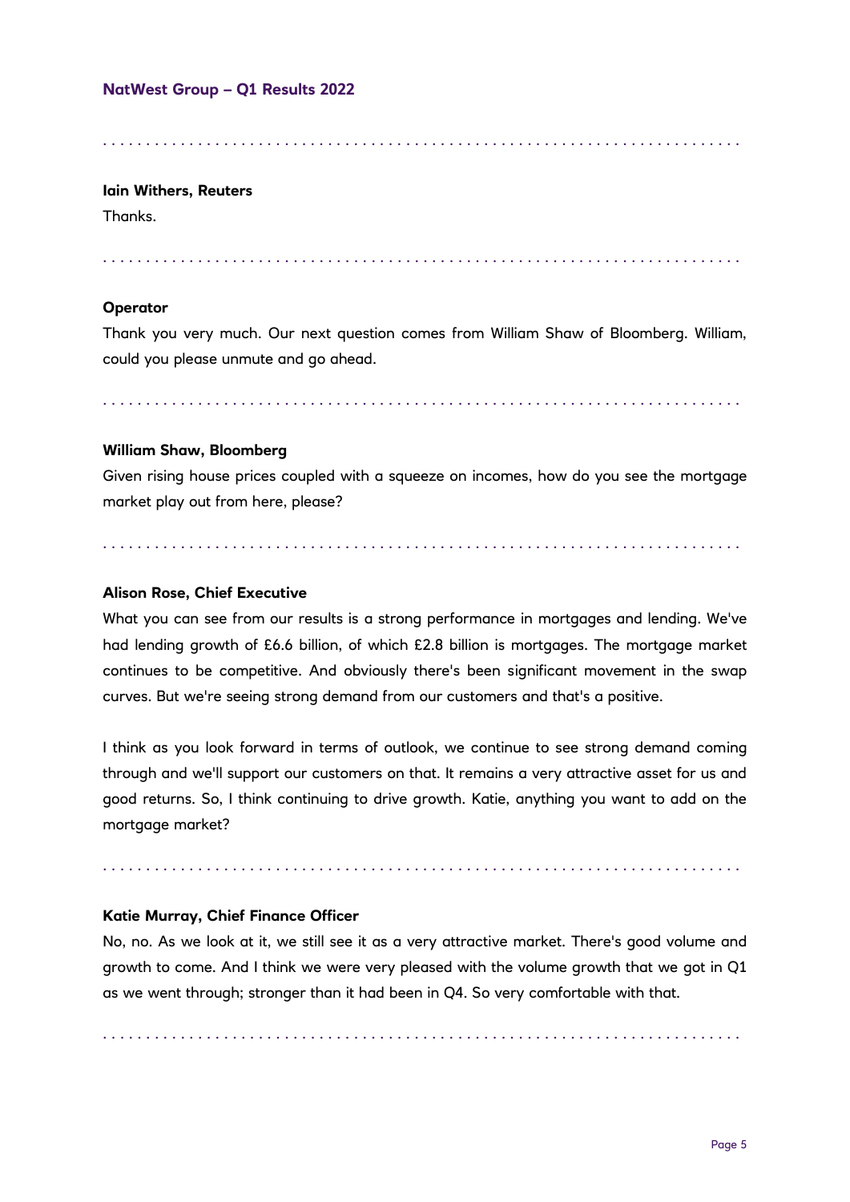**Iain Withers, Reuters**

Thanks.

**Operator**

Thank you very much. Our next question comes from William Shaw of Bloomberg. William, could you please unmute and go ahead.

**William Shaw, Bloomberg**

Given rising house prices coupled with a squeeze on incomes, how do you see the mortgage market play out from here, please?

**Alison Rose, Chief Executive**

What you can see from our results is a strong performance in mortgages and lending. We've had lending growth of £6.6 billion, of which £2.8 billion is mortgages. The mortgage market continues to be competitive. And obviously there's been significant movement in the swap curves. But we're seeing strong demand from our customers and that's a positive.

I think as you look forward in terms of outlook, we continue to see strong demand coming through and we'll support our customers on that. It remains a very attractive asset for us and good returns. So, I think continuing to drive growth. Katie, anything you want to add on the mortgage market?

**Katie Murray, Chief Finance Officer**

No, no. As we look at it, we still see it as a very attractive market. There's good volume and growth to come. And I think we were very pleased with the volume growth that we got in Q1 as we went through; stronger than it had been in Q4. So very comfortable with that.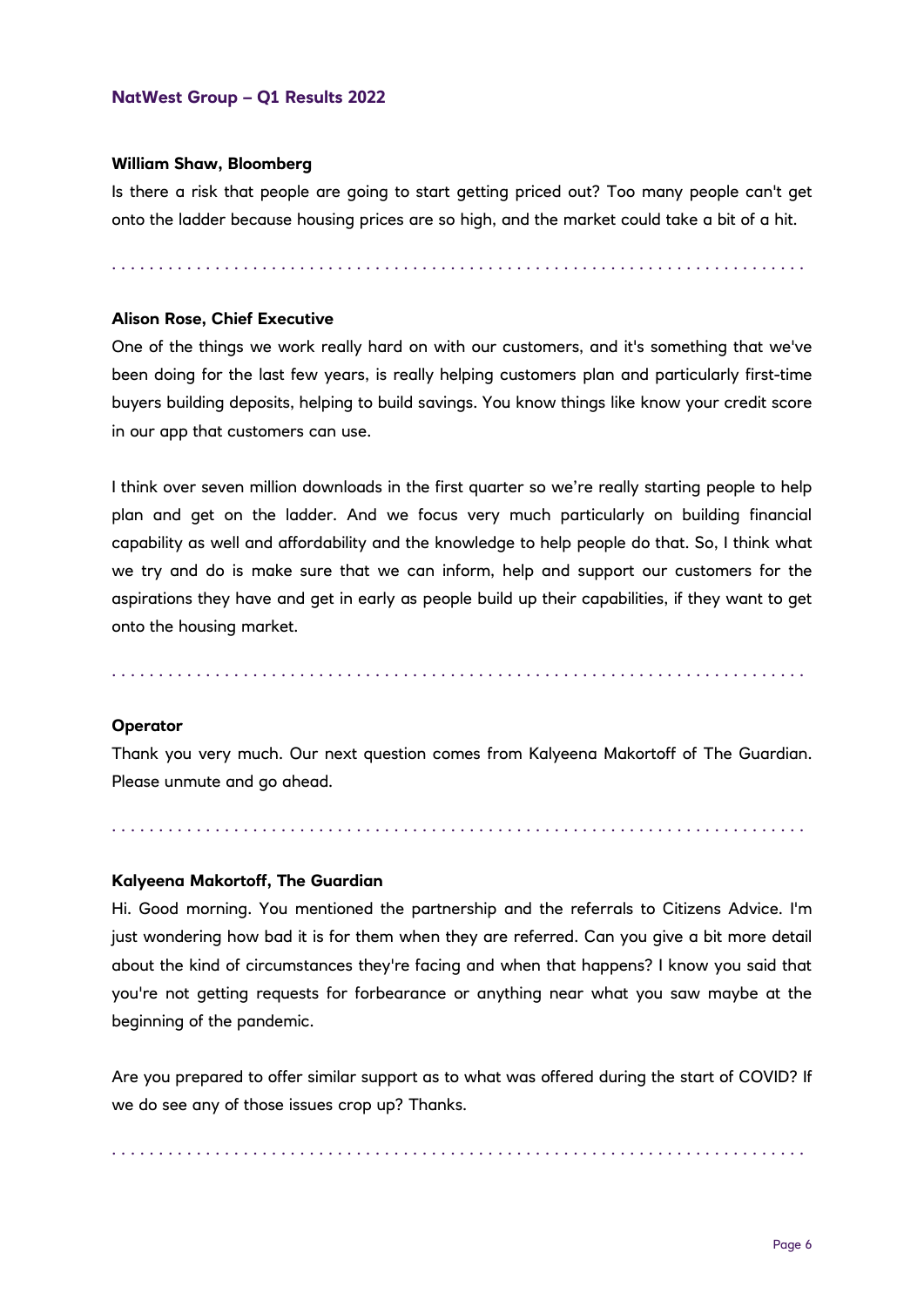**William Shaw, Bloomberg**

Is there a risk that people are going to start getting priced out? Too many people can't get onto the ladder because housing prices are so high, and the market could take a bit of a hit.

. . . . . . . . . . . . . . . . . . . . . . . . . . . . . . . . . . . . . . . . . . . . . . . . . . . . . . . . . . . . . . . . . . . . . . . .

**Alison Rose, Chief Executive**

One of the things we work really hard on with our customers, and it's something that we've been doing for the last few years, is really helping customers plan and particularly first-time buyers building deposits, helping to build savings. You know things like know your credit score in our app that customers can use.

I think over seven million downloads in the first quarter so we're really starting people to help plan and get on the ladder. And we focus very much particularly on building financial capability as well and affordability and the knowledge to help people do that. So, I think what we try and do is make sure that we can inform, help and support our customers for the aspirations they have and get in early as people build up their capabilities, if they want to get onto the housing market.

. . . . . . . . . . . . . . . . . . . . . . . . . . . . . . . . . . . . . . . . . . . . . . . . . . . . . . . . . . . . . . . . . . . . . . . .

**Operator**

Thank you very much. Our next question comes from Kalyeena Makortoff of The Guardian. Please unmute and go ahead.

. . . . . . . . . . . . . . . . . . . . . . . . . . . . . . . . . . . . . . . . . . . . . . . . . . . . . . . . . . . . . . . . . . . . . . . .

**Kalyeena Makortoff, The Guardian**

Hi. Good morning. You mentioned the partnership and the referrals to Citizens Advice. I'm just wondering how bad it is for them when they are referred. Can you give a bit more detail about the kind of circumstances they're facing and when that happens? I know you said that you're not getting requests for forbearance or anything near what you saw maybe at the beginning of the pandemic.

Are you prepared to offer similar support as to what was offered during the start of COVID? If we do see any of those issues crop up? Thanks.

. . . . . . . . . . . . . . . . . . . . . . . . . . . . . . . . . . . . . . . . . . . . . . . . . . . . . . . . . . . . . . . . . . . . . . . .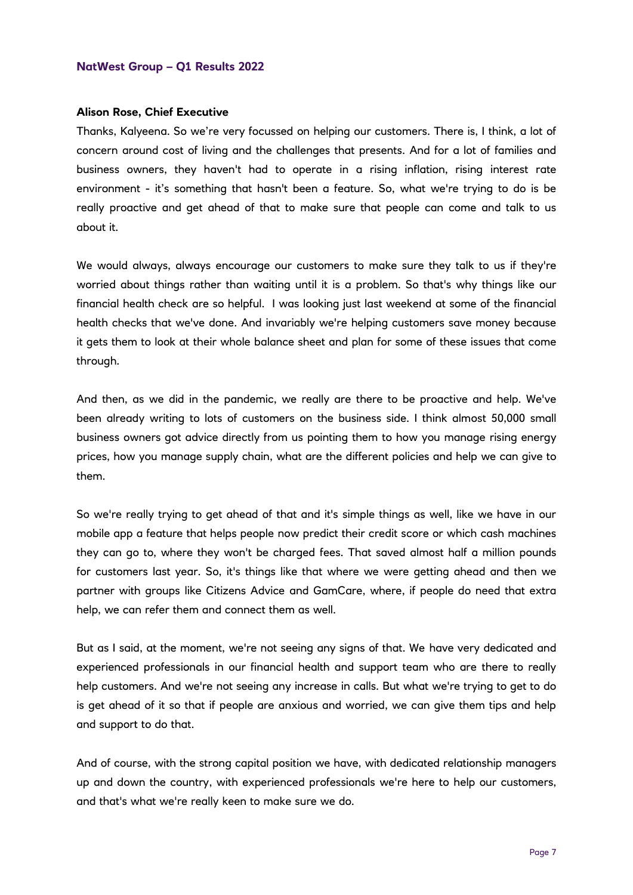**Alison Rose, Chief Executive**

Thanks, Kalyeena. So we're very focussed on helping our customers. There is, I think, a lot of concern around cost of living and the challenges that presents. And for a lot of families and business owners, they haven't had to operate in a rising inflation, rising interest rate environment - it's something that hasn't been a feature. So, what we're trying to do is be really proactive and get ahead of that to make sure that people can come and talk to us about it.

We would always, always encourage our customers to make sure they talk to us if they're worried about things rather than waiting until it is a problem. So that's why things like our financial health check are so helpful. I was looking just last weekend at some of the financial health checks that we've done. And invariably we're helping customers save money because it gets them to look at their whole balance sheet and plan for some of these issues that come through.

And then, as we did in the pandemic, we really are there to be proactive and help. We've been already writing to lots of customers on the business side. I think almost 50,000 small business owners got advice directly from us pointing them to how you manage rising energy prices, how you manage supply chain, what are the different policies and help we can give to them.

So we're really trying to get ahead of that and it's simple things as well, like we have in our mobile app a feature that helps people now predict their credit score or which cash machines they can go to, where they won't be charged fees. That saved almost half a million pounds for customers last year. So, it's things like that where we were getting ahead and then we partner with groups like Citizens Advice and GamCare, where, if people do need that extra help, we can refer them and connect them as well.

But as I said, at the moment, we're not seeing any signs of that. We have very dedicated and experienced professionals in our financial health and support team who are there to really help customers. And we're not seeing any increase in calls. But what we're trying to get to do is get ahead of it so that if people are anxious and worried, we can give them tips and help and support to do that.

And of course, with the strong capital position we have, with dedicated relationship managers up and down the country, with experienced professionals we're here to help our customers, and that's what we're really keen to make sure we do.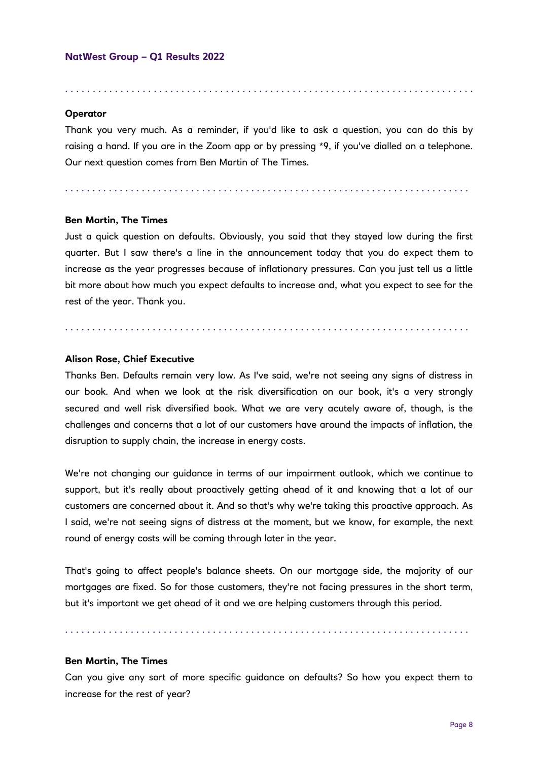**Operator**

Thank you very much. As a reminder, if you'd like to ask a question, you can do this by raising a hand. If you are in the Zoom app or by pressing *9, if you've dialled on a telephone. Our next question comes from Ben Martin of The Times.

**Ben Martin, The Times**

Just a quick question on defaults. Obviously, you said that they stayed low during the first quarter. But I saw there's a line in the announcement today that you do expect them to increase as the year progresses because of inflationary pressures. Can you just tell us a little bit more about how much you expect defaults to increase and, what you expect to see for the rest of the year. Thank you.

**Alison Rose, Chief Executive**

Thanks Ben. Defaults remain very low. As I've said, we're not seeing any signs of distress in our book. And when we look at the risk diversification on our book, it's a very strongly secured and well risk diversified book. What we are very acutely aware of, though, is the challenges and concerns that a lot of our customers have around the impacts of inflation, the disruption to supply chain, the increase in energy costs.

We're not changing our guidance in terms of our impairment outlook, which we continue to support, but it's really about proactively getting ahead of it and knowing that a lot of our customers are concerned about it. And so that's why we're taking this proactive approach. As I said, we're not seeing signs of distress at the moment, but we know, for example, the next round of energy costs will be coming through later in the year.

That's going to affect people's balance sheets. On our mortgage side, the majority of our mortgages are fixed. So for those customers, they're not facing pressures in the short term, but it's important we get ahead of it and we are helping customers through this period.

**Ben Martin, The Times**

Can you give any sort of more specific guidance on defaults? So how you expect them to increase for the rest of year?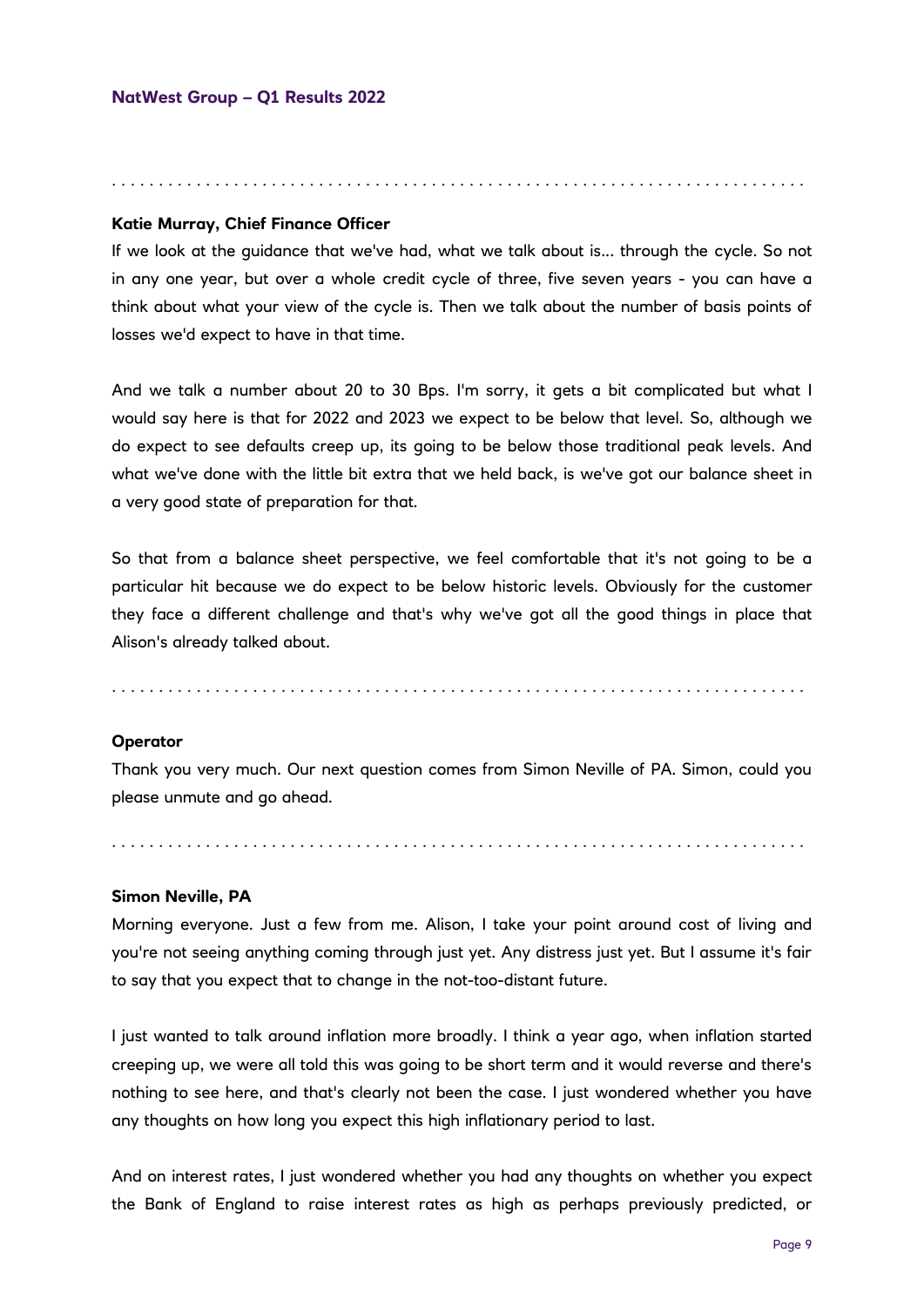**Katie Murray, Chief Finance Officer**

If we look at the guidance that we've had, what we talk about is... through the cycle. So not in any one year, but over a whole credit cycle of three, five seven years - you can have a think about what your view of the cycle is. Then we talk about the number of basis points of losses we'd expect to have in that time.

And we talk a number about 20 to 30 Bps. I'm sorry, it gets a bit complicated but what I would say here is that for 2022 and 2023 we expect to be below that level. So, although we do expect to see defaults creep up, its going to be below those traditional peak levels. And what we've done with the little bit extra that we held back, is we've got our balance sheet in a very good state of preparation for that.

So that from a balance sheet perspective, we feel comfortable that it's not going to be a particular hit because we do expect to be below historic levels. Obviously for the customer they face a different challenge and that's why we've got all the good things in place that Alison's already talked about.

**Operator**

Thank you very much. Our next question comes from Simon Neville of PA. Simon, could you please unmute and go ahead.

**Simon Neville, PA**

Morning everyone. Just a few from me. Alison, I take your point around cost of living and you're not seeing anything coming through just yet. Any distress just yet. But I assume it's fair to say that you expect that to change in the not-too-distant future.

I just wanted to talk around inflation more broadly. I think a year ago, when inflation started creeping up, we were all told this was going to be short term and it would reverse and there's nothing to see here, and that's clearly not been the case. I just wondered whether you have any thoughts on how long you expect this high inflationary period to last.

And on interest rates, I just wondered whether you had any thoughts on whether you expect the Bank of England to raise interest rates as high as perhaps previously predicted, or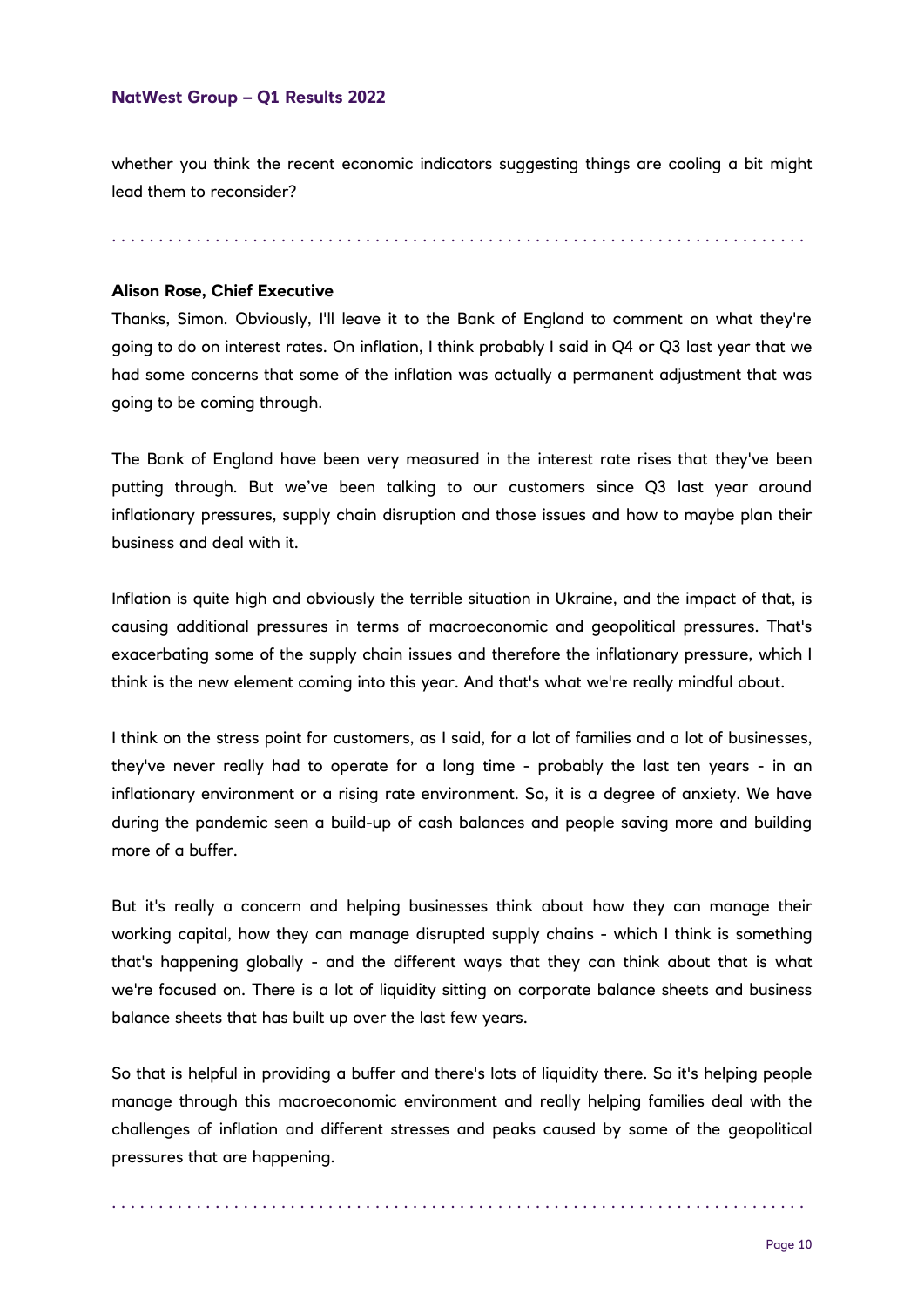whether you think the recent economic indicators suggesting things are cooling a bit might lead them to reconsider?

. . . . . . . . . . . . . . . . . . . . . . . . . . . . . . . . . . . . . . . . . . . . . . . . . . . . . . . . . . . . . . . . . . . . . . . . .

**Alison Rose, Chief Executive**

Thanks, Simon. Obviously, I'll leave it to the Bank of England to comment on what they're going to do on interest rates. On inflation, I think probably I said in Q4 or Q3 last year that we had some concerns that some of the inflation was actually a permanent adjustment that was going to be coming through.

The Bank of England have been very measured in the interest rate rises that they've been putting through. But we've been talking to our customers since Q3 last year around inflationary pressures, supply chain disruption and those issues and how to maybe plan their business and deal with it.

Inflation is quite high and obviously the terrible situation in Ukraine, and the impact of that, is causing additional pressures in terms of macroeconomic and geopolitical pressures. That's exacerbating some of the supply chain issues and therefore the inflationary pressure, which I think is the new element coming into this year. And that's what we're really mindful about.

I think on the stress point for customers, as I said, for a lot of families and a lot of businesses, they've never really had to operate for a long time - probably the last ten years - in an inflationary environment or a rising rate environment. So, it is a degree of anxiety. We have during the pandemic seen a build-up of cash balances and people saving more and building more of a buffer.

But it's really a concern and helping businesses think about how they can manage their working capital, how they can manage disrupted supply chains - which I think is something that's happening globally - and the different ways that they can think about that is what we're focused on. There is a lot of liquidity sitting on corporate balance sheets and business balance sheets that has built up over the last few years.

So that is helpful in providing a buffer and there's lots of liquidity there. So it's helping people manage through this macroeconomic environment and really helping families deal with the challenges of inflation and different stresses and peaks caused by some of the geopolitical pressures that are happening.

. . . . . . . . . . . . . . . . . . . . . . . . . . . . . . . . . . . . . . . . . . . . . . . . . . . . . . . . . . . . . . . . . . . . . . . . .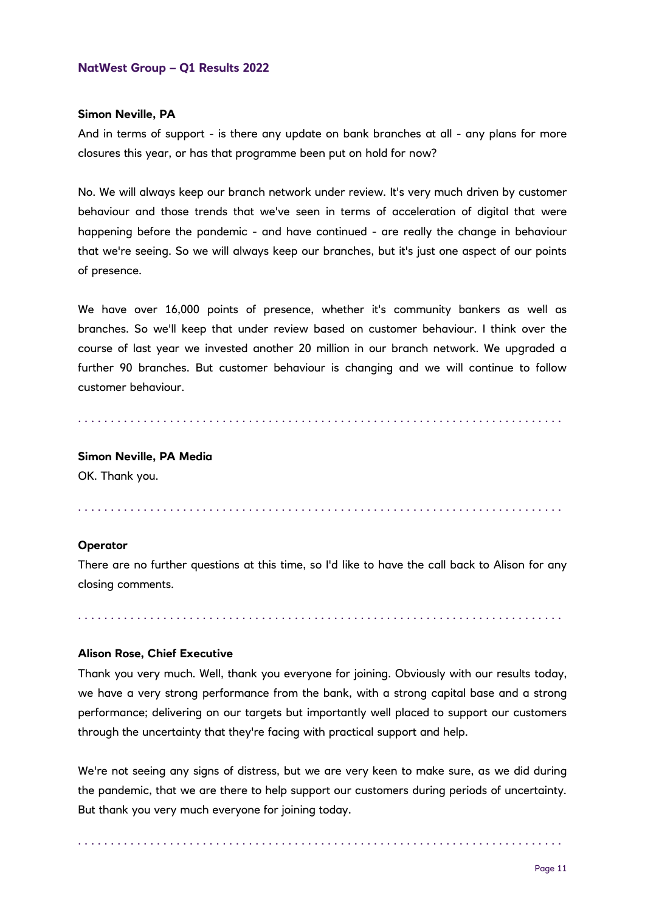**Simon Neville, PA**

And in terms of support - is there any update on bank branches at all - any plans for more closures this year, or has that programme been put on hold for now?

No. We will always keep our branch network under review. It's very much driven by customer behaviour and those trends that we've seen in terms of acceleration of digital that were happening before the pandemic - and have continued - are really the change in behaviour that we're seeing. So we will always keep our branches, but it's just one aspect of our points of presence.

We have over 16,000 points of presence, whether it's community bankers as well as branches. So we'll keep that under review based on customer behaviour. I think over the course of last year we invested another 20 million in our branch network. We upgraded a further 90 branches. But customer behaviour is changing and we will continue to follow customer behaviour.

. . . . . . . . . . . . . . . . . . . . . . . . . . . . . . . . . . . . . . . . . . . . . . . . . . . . . . . . . . . . . . . . . . . . . . . . . .

**Simon Neville, PA Media**

OK. Thank you.

. . . . . . . . . . . . . . . . . . . . . . . . . . . . . . . . . . . . . . . . . . . . . . . . . . . . . . . . . . . . . . . . . . . . . . . . . .

**Operator**

There are no further questions at this time, so I'd like to have the call back to Alison for any closing comments.

. . . . . . . . . . . . . . . . . . . . . . . . . . . . . . . . . . . . . . . . . . . . . . . . . . . . . . . . . . . . . . . . . . . . . . . . . .

**Alison Rose, Chief Executive**

Thank you very much. Well, thank you everyone for joining. Obviously with our results today, we have a very strong performance from the bank, with a strong capital base and a strong performance; delivering on our targets but importantly well placed to support our customers through the uncertainty that they're facing with practical support and help.

We're not seeing any signs of distress, but we are very keen to make sure, as we did during the pandemic, that we are there to help support our customers during periods of uncertainty. But thank you very much everyone for joining today.

. . . . . . . . . . . . . . . . . . . . . . . . . . . . . . . . . . . . . . . . . . . . . . . . . . . . . . . . . . . . . . . . . . . . . . . . . .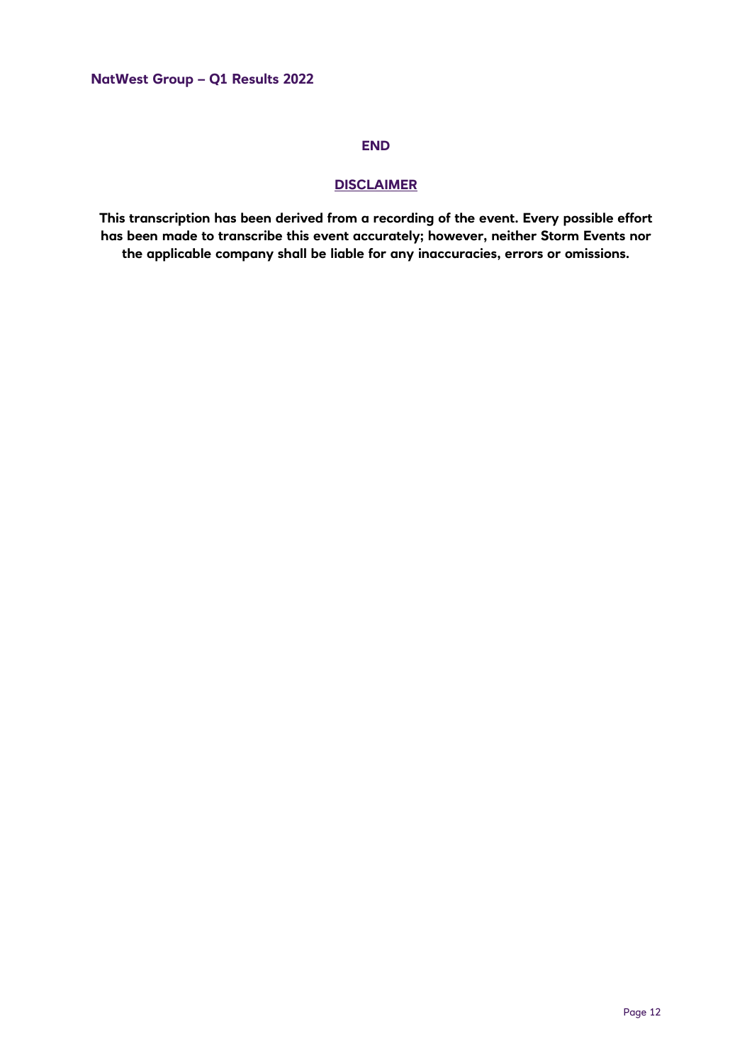**END**

## DISCLAIMER

**This transcription has been derived from a recording of the event. Every possible effort has been made to transcribe this event accurately; however, neither Storm Events nor the applicable company shall be liable for any inaccuracies, errors or omissions.**